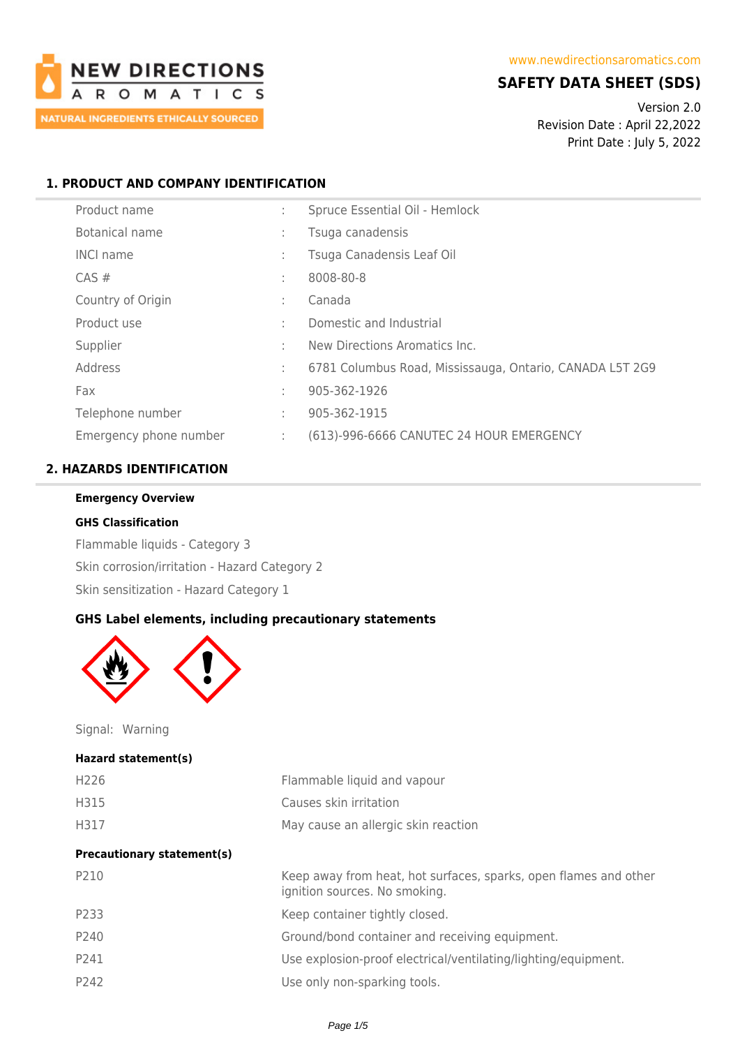NEW DIRECTIONS AROMATICS
NATURAL INGREDIENTS ETHICALLY SOURCED

www.newdirectionsaromatics.com

# SAFETY DATA SHEET (SDS)

Version 2.0
Revision Date : April 22,2022
Print Date : July 5, 2022

## 1. PRODUCT AND COMPANY IDENTIFICATION

| | | |
|---|---|---|
| Product name | : | Spruce Essential Oil - Hemlock |
| Botanical name | : | Tsuga canadensis |
| INCI name | : | Tsuga Canadensis Leaf Oil |
| CAS # | : | 8008-80-8 |
| Country of Origin | : | Canada |
| Product use | : | Domestic and Industrial |
| Supplier | : | New Directions Aromatics Inc. |
| Address | : | 6781 Columbus Road, Mississauga, Ontario, CANADA L5T 2G9 |
| Fax | : | 905-362-1926 |
| Telephone number | : | 905-362-1915 |
| Emergency phone number | : | (613)-996-6666 CANUTEC 24 HOUR EMERGENCY |

## 2. HAZARDS IDENTIFICATION

**Emergency Overview**

**GHS Classification**

Flammable liquids - Category 3

Skin corrosion/irritation - Hazard Category 2

Skin sensitization - Hazard Category 1

### GHS Label elements, including precautionary statements

Signal: Warning

**Hazard statement(s)**

| | |
|---|---|
| H226 | Flammable liquid and vapour |
| H315 | Causes skin irritation |
| H317 | May cause an allergic skin reaction |

**Precautionary statement(s)**

| | |
|---|---|
| P210 | Keep away from heat, hot surfaces, sparks, open flames and other ignition sources. No smoking. |
| P233 | Keep container tightly closed. |
| P240 | Ground/bond container and receiving equipment. |
| P241 | Use explosion-proof electrical/ventilating/lighting/equipment. |
| P242 | Use only non-sparking tools. |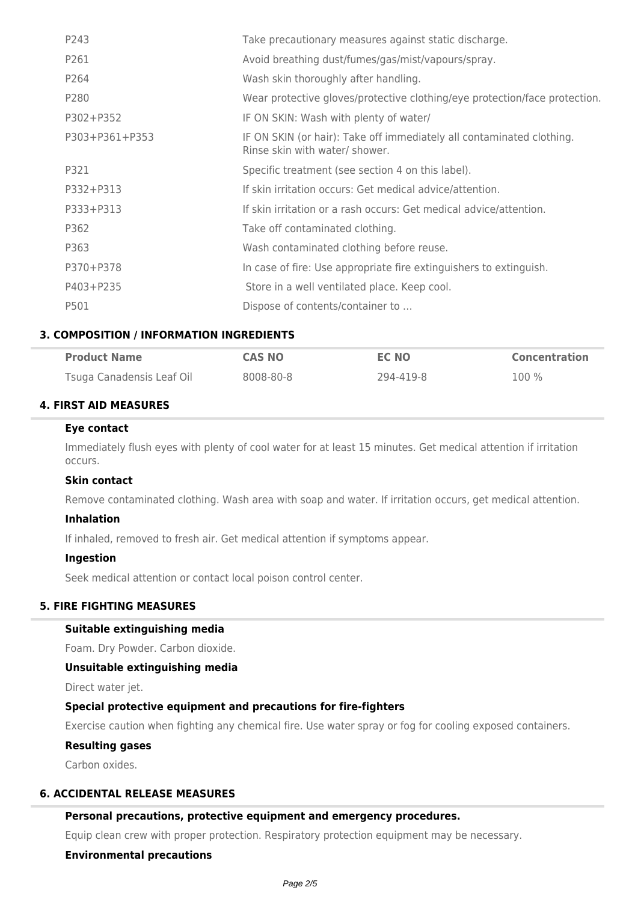| | |
|---|---|
| P243 | Take precautionary measures against static discharge. |
| P261 | Avoid breathing dust/fumes/gas/mist/vapours/spray. |
| P264 | Wash skin thoroughly after handling. |
| P280 | Wear protective gloves/protective clothing/eye protection/face protection. |
| P302+P352 | IF ON SKIN: Wash with plenty of water/ |
| P303+P361+P353 | IF ON SKIN (or hair): Take off immediately all contaminated clothing. Rinse skin with water/ shower. |
| P321 | Specific treatment (see section 4 on this label). |
| P332+P313 | If skin irritation occurs: Get medical advice/attention. |
| P333+P313 | If skin irritation or a rash occurs: Get medical advice/attention. |
| P362 | Take off contaminated clothing. |
| P363 | Wash contaminated clothing before reuse. |
| P370+P378 | In case of fire: Use appropriate fire extinguishers to extinguish. |
| P403+P235 | Store in a well ventilated place. Keep cool. |
| P501 | Dispose of contents/container to ... |

## 3. COMPOSITION / INFORMATION INGREDIENTS

| Product Name | CAS NO | EC NO | Concentration |
|---|---|---|---|
| Tsuga Canadensis Leaf Oil | 8008-80-8 | 294-419-8 | 100 % |

## 4. FIRST AID MEASURES

### Eye contact

Immediately flush eyes with plenty of cool water for at least 15 minutes. Get medical attention if irritation occurs.

### Skin contact

Remove contaminated clothing. Wash area with soap and water. If irritation occurs, get medical attention.

### Inhalation

If inhaled, removed to fresh air. Get medical attention if symptoms appear.

### Ingestion

Seek medical attention or contact local poison control center.

## 5. FIRE FIGHTING MEASURES

### Suitable extinguishing media

Foam. Dry Powder. Carbon dioxide.

### Unsuitable extinguishing media

Direct water jet.

### Special protective equipment and precautions for fire-fighters

Exercise caution when fighting any chemical fire. Use water spray or fog for cooling exposed containers.

### Resulting gases

Carbon oxides.

## 6. ACCIDENTAL RELEASE MEASURES

### Personal precautions, protective equipment and emergency procedures.

Equip clean crew with proper protection. Respiratory protection equipment may be necessary.

### Environmental precautions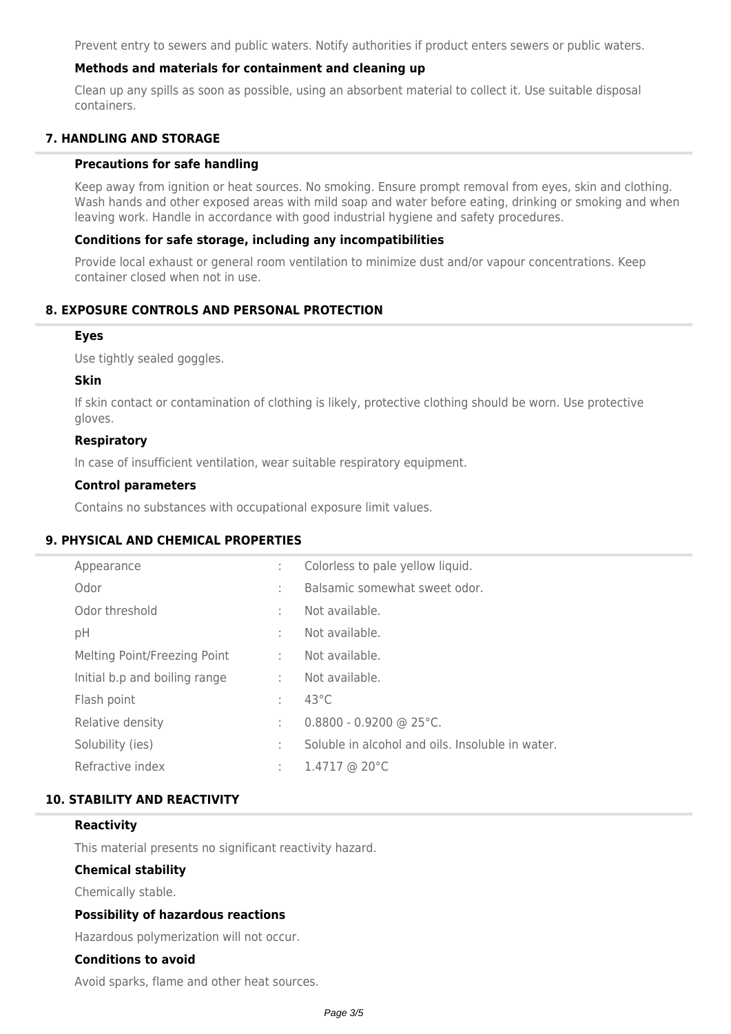Prevent entry to sewers and public waters. Notify authorities if product enters sewers or public waters.

### Methods and materials for containment and cleaning up

Clean up any spills as soon as possible, using an absorbent material to collect it. Use suitable disposal containers.

## 7. HANDLING AND STORAGE

### Precautions for safe handling

Keep away from ignition or heat sources. No smoking. Ensure prompt removal from eyes, skin and clothing. Wash hands and other exposed areas with mild soap and water before eating, drinking or smoking and when leaving work. Handle in accordance with good industrial hygiene and safety procedures.

### Conditions for safe storage, including any incompatibilities

Provide local exhaust or general room ventilation to minimize dust and/or vapour concentrations. Keep container closed when not in use.

## 8. EXPOSURE CONTROLS AND PERSONAL PROTECTION

### Eyes

Use tightly sealed goggles.

### Skin

If skin contact or contamination of clothing is likely, protective clothing should be worn. Use protective gloves.

### Respiratory

In case of insufficient ventilation, wear suitable respiratory equipment.

### Control parameters

Contains no substances with occupational exposure limit values.

## 9. PHYSICAL AND CHEMICAL PROPERTIES

| Property | | Value |
|---|---|---|
| Appearance | : | Colorless to pale yellow liquid. |
| Odor | : | Balsamic somewhat sweet odor. |
| Odor threshold | : | Not available. |
| pH | : | Not available. |
| Melting Point/Freezing Point | : | Not available. |
| Initial b.p and boiling range | : | Not available. |
| Flash point | : | 43°C |
| Relative density | : | 0.8800 - 0.9200 @ 25°C. |
| Solubility (ies) | : | Soluble in alcohol and oils. Insoluble in water. |
| Refractive index | : | 1.4717 @ 20°C |

## 10. STABILITY AND REACTIVITY

### Reactivity

This material presents no significant reactivity hazard.

### Chemical stability

Chemically stable.

### Possibility of hazardous reactions

Hazardous polymerization will not occur.

### Conditions to avoid

Avoid sparks, flame and other heat sources.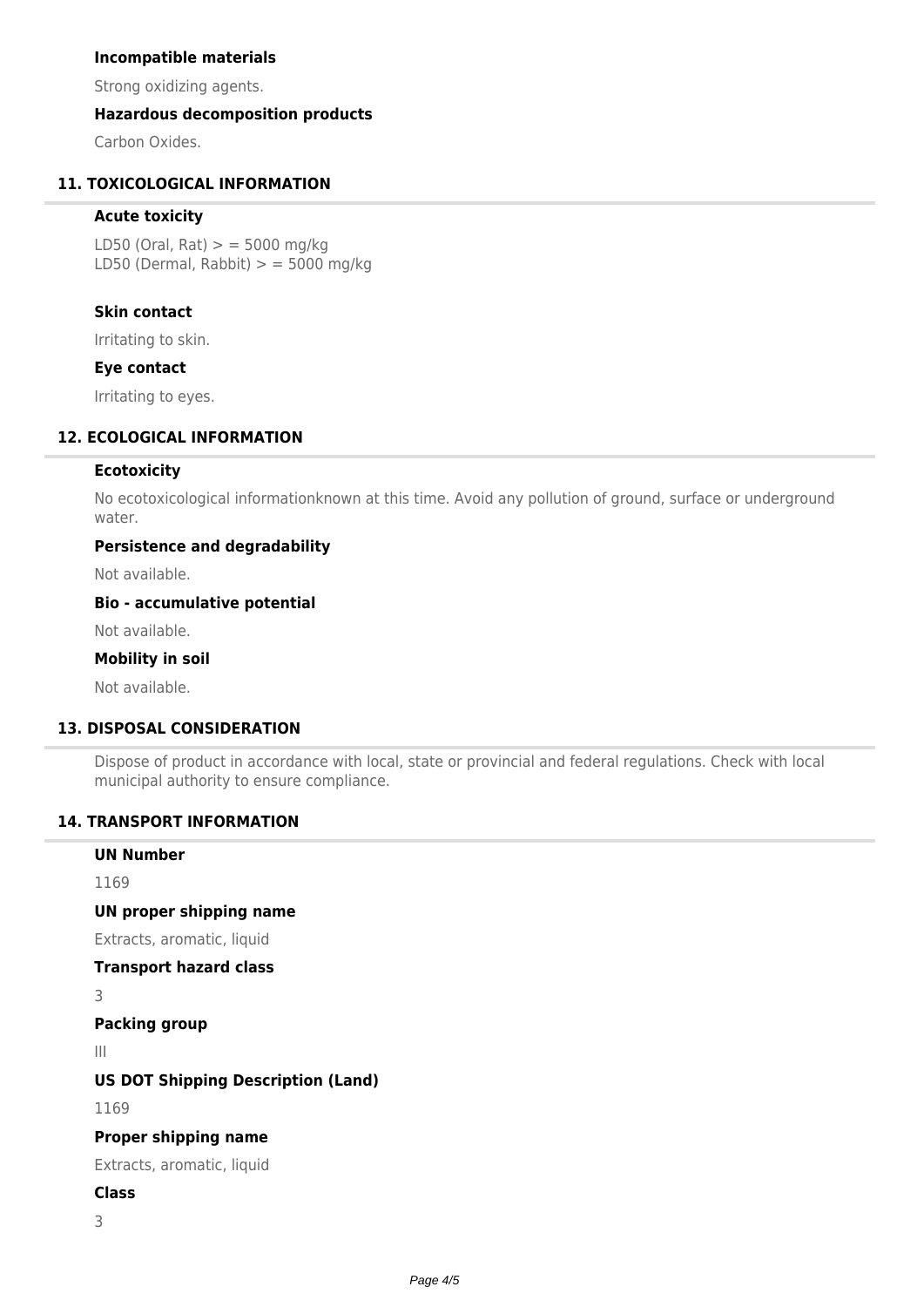### Incompatible materials

Strong oxidizing agents.

### Hazardous decomposition products

Carbon Oxides.

## 11. TOXICOLOGICAL INFORMATION

### Acute toxicity

LD50 (Oral, Rat) > = 5000 mg/kg
LD50 (Dermal, Rabbit) > = 5000 mg/kg

### Skin contact

Irritating to skin.

### Eye contact

Irritating to eyes.

## 12. ECOLOGICAL INFORMATION

### Ecotoxicity

No ecotoxicological informationknown at this time. Avoid any pollution of ground, surface or underground water.

### Persistence and degradability

Not available.

### Bio - accumulative potential

Not available.

### Mobility in soil

Not available.

## 13. DISPOSAL CONSIDERATION

Dispose of product in accordance with local, state or provincial and federal regulations. Check with local municipal authority to ensure compliance.

## 14. TRANSPORT INFORMATION

### UN Number

1169

### UN proper shipping name

Extracts, aromatic, liquid

### Transport hazard class

3

### Packing group

III

### US DOT Shipping Description (Land)

1169

### Proper shipping name

Extracts, aromatic, liquid

### Class

3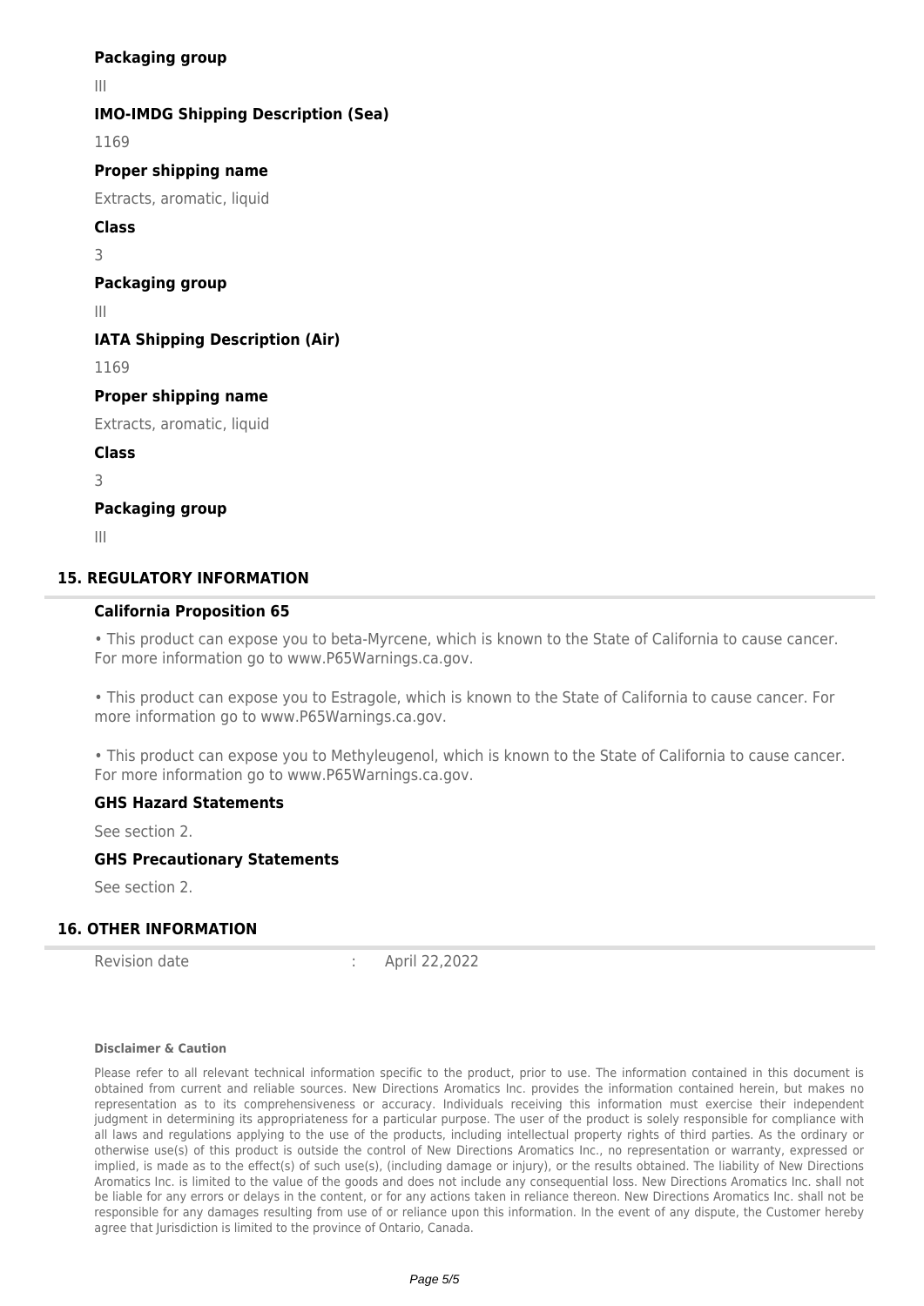**Packaging group**

III

**IMO-IMDG Shipping Description (Sea)**

1169

**Proper shipping name**

Extracts, aromatic, liquid

**Class**

3

**Packaging group**

III

**IATA Shipping Description (Air)**

1169

**Proper shipping name**

Extracts, aromatic, liquid

**Class**

3

**Packaging group**

III

## 15. REGULATORY INFORMATION

**California Proposition 65**

• This product can expose you to beta-Myrcene, which is known to the State of California to cause cancer. For more information go to www.P65Warnings.ca.gov.

• This product can expose you to Estragole, which is known to the State of California to cause cancer. For more information go to www.P65Warnings.ca.gov.

• This product can expose you to Methyleugenol, which is known to the State of California to cause cancer. For more information go to www.P65Warnings.ca.gov.

**GHS Hazard Statements**

See section 2.

**GHS Precautionary Statements**

See section 2.

## 16. OTHER INFORMATION

Revision date : April 22,2022

**Disclaimer & Caution**

Please refer to all relevant technical information specific to the product, prior to use. The information contained in this document is obtained from current and reliable sources. New Directions Aromatics Inc. provides the information contained herein, but makes no representation as to its comprehensiveness or accuracy. Individuals receiving this information must exercise their independent judgment in determining its appropriateness for a particular purpose. The user of the product is solely responsible for compliance with all laws and regulations applying to the use of the products, including intellectual property rights of third parties. As the ordinary or otherwise use(s) of this product is outside the control of New Directions Aromatics Inc., no representation or warranty, expressed or implied, is made as to the effect(s) of such use(s), (including damage or injury), or the results obtained. The liability of New Directions Aromatics Inc. is limited to the value of the goods and does not include any consequential loss. New Directions Aromatics Inc. shall not be liable for any errors or delays in the content, or for any actions taken in reliance thereon. New Directions Aromatics Inc. shall not be responsible for any damages resulting from use of or reliance upon this information. In the event of any dispute, the Customer hereby agree that Jurisdiction is limited to the province of Ontario, Canada.